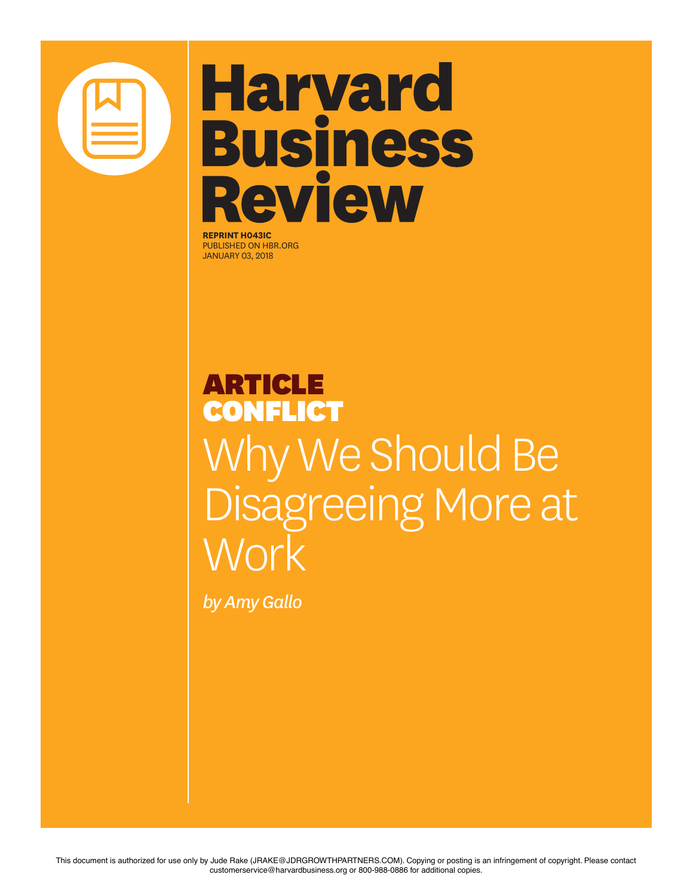# Harvard Business Review

**REPRINT H043IC**
PUBLISHED ON HBR.ORG
JANUARY 03, 2018

**ARTICLE**
**CONFLICT**

# Why We Should Be Disagreeing More at Work

*by Amy Gallo*

This document is authorized for use only by Jude Rake (JRAKE@JDRGROWTHPARTNERS.COM). Copying or posting is an infringement of copyright. Please contact customerservice@harvardbusiness.org or 800-988-0886 for additional copies.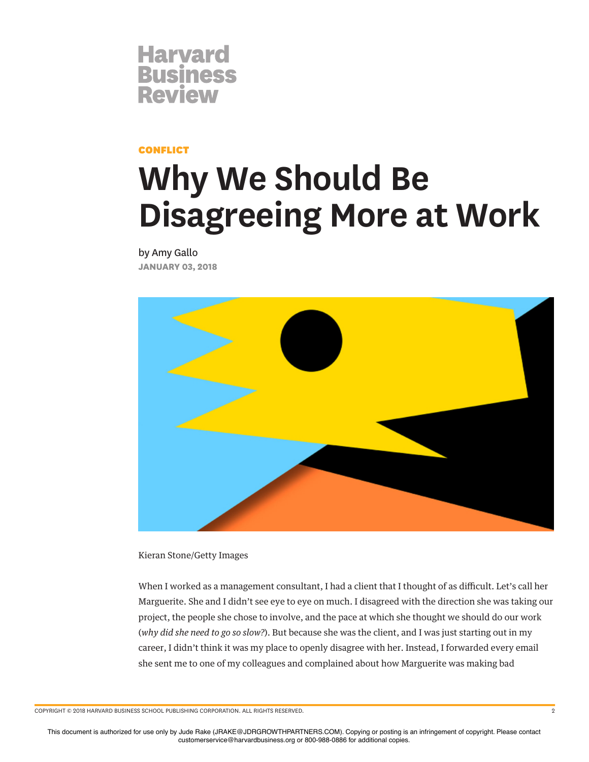Harvard Business Review

**CONFLICT**

# Why We Should Be Disagreeing More at Work

by Amy Gallo

**JANUARY 03, 2018**

Kieran Stone/Getty Images

When I worked as a management consultant, I had a client that I thought of as difficult. Let's call her Marguerite. She and I didn't see eye to eye on much. I disagreed with the direction she was taking our project, the people she chose to involve, and the pace at which she thought we should do our work (*why did she need to go so slow?*). But because she was the client, and I was just starting out in my career, I didn't think it was my place to openly disagree with her. Instead, I forwarded every email she sent me to one of my colleagues and complained about how Marguerite was making bad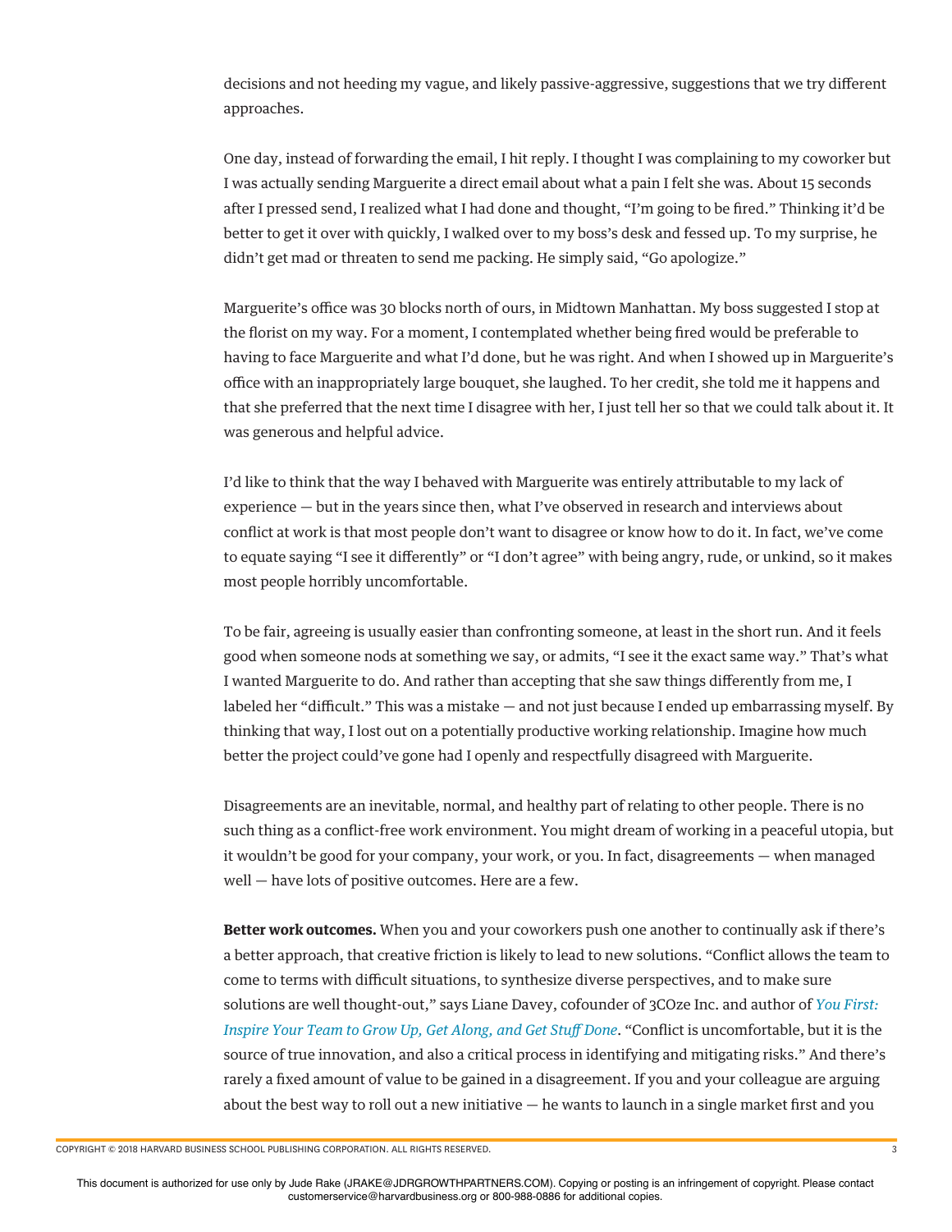decisions and not heeding my vague, and likely passive-aggressive, suggestions that we try different approaches.

One day, instead of forwarding the email, I hit reply. I thought I was complaining to my coworker but I was actually sending Marguerite a direct email about what a pain I felt she was. About 15 seconds after I pressed send, I realized what I had done and thought, "I'm going to be fired." Thinking it'd be better to get it over with quickly, I walked over to my boss's desk and fessed up. To my surprise, he didn't get mad or threaten to send me packing. He simply said, "Go apologize."

Marguerite's office was 30 blocks north of ours, in Midtown Manhattan. My boss suggested I stop at the florist on my way. For a moment, I contemplated whether being fired would be preferable to having to face Marguerite and what I'd done, but he was right. And when I showed up in Marguerite's office with an inappropriately large bouquet, she laughed. To her credit, she told me it happens and that she preferred that the next time I disagree with her, I just tell her so that we could talk about it. It was generous and helpful advice.

I'd like to think that the way I behaved with Marguerite was entirely attributable to my lack of experience — but in the years since then, what I've observed in research and interviews about conflict at work is that most people don't want to disagree or know how to do it. In fact, we've come to equate saying "I see it differently" or "I don't agree" with being angry, rude, or unkind, so it makes most people horribly uncomfortable.

To be fair, agreeing is usually easier than confronting someone, at least in the short run. And it feels good when someone nods at something we say, or admits, "I see it the exact same way." That's what I wanted Marguerite to do. And rather than accepting that she saw things differently from me, I labeled her "difficult." This was a mistake — and not just because I ended up embarrassing myself. By thinking that way, I lost out on a potentially productive working relationship. Imagine how much better the project could've gone had I openly and respectfully disagreed with Marguerite.

Disagreements are an inevitable, normal, and healthy part of relating to other people. There is no such thing as a conflict-free work environment. You might dream of working in a peaceful utopia, but it wouldn't be good for your company, your work, or you. In fact, disagreements — when managed well — have lots of positive outcomes. Here are a few.

**Better work outcomes.** When you and your coworkers push one another to continually ask if there's a better approach, that creative friction is likely to lead to new solutions. "Conflict allows the team to come to terms with difficult situations, to synthesize diverse perspectives, and to make sure solutions are well thought-out," says Liane Davey, cofounder of 3COze Inc. and author of *You First: Inspire Your Team to Grow Up, Get Along, and Get Stuff Done*. "Conflict is uncomfortable, but it is the source of true innovation, and also a critical process in identifying and mitigating risks." And there's rarely a fixed amount of value to be gained in a disagreement. If you and your colleague are arguing about the best way to roll out a new initiative — he wants to launch in a single market first and you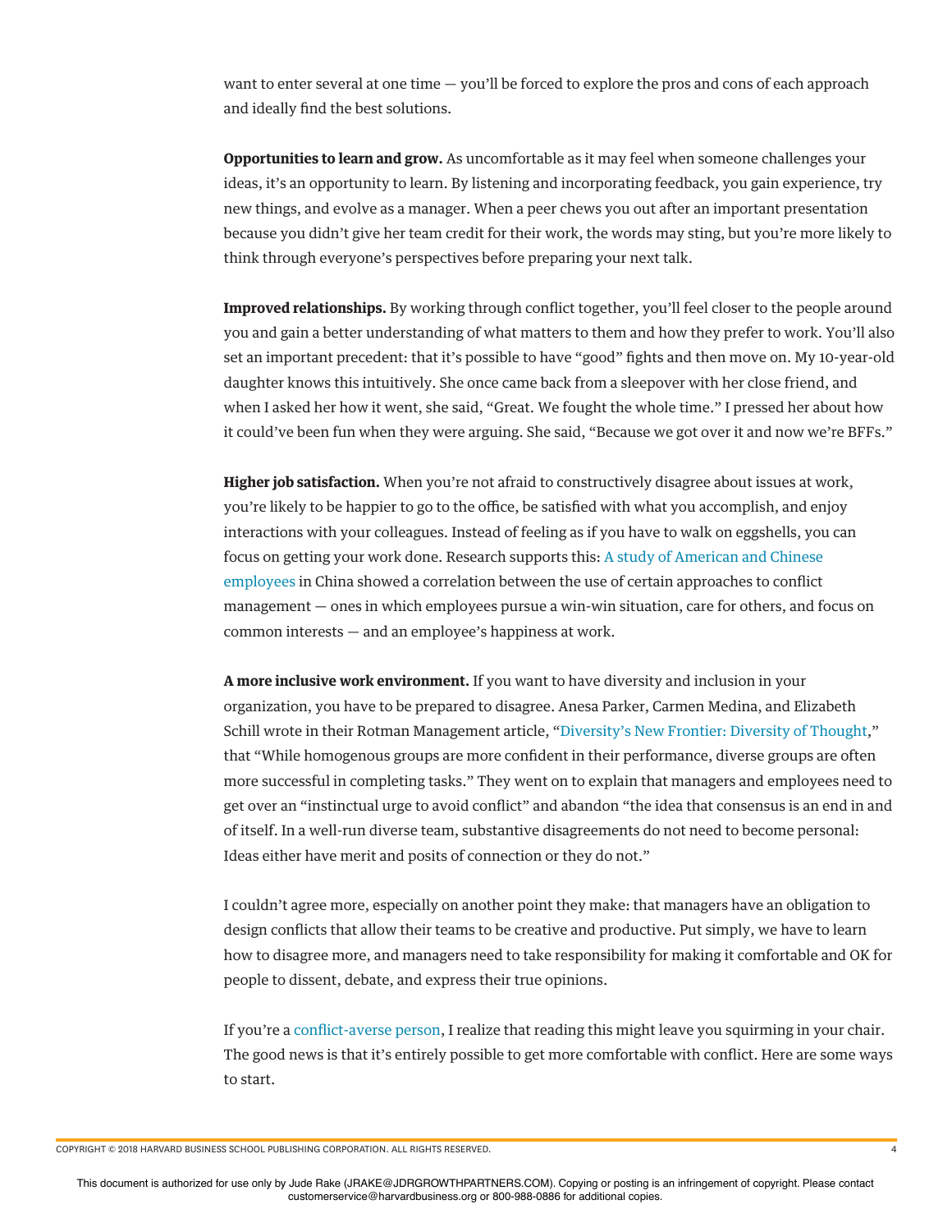want to enter several at one time — you'll be forced to explore the pros and cons of each approach and ideally find the best solutions.

**Opportunities to learn and grow.** As uncomfortable as it may feel when someone challenges your ideas, it's an opportunity to learn. By listening and incorporating feedback, you gain experience, try new things, and evolve as a manager. When a peer chews you out after an important presentation because you didn't give her team credit for their work, the words may sting, but you're more likely to think through everyone's perspectives before preparing your next talk.

**Improved relationships.** By working through conflict together, you'll feel closer to the people around you and gain a better understanding of what matters to them and how they prefer to work. You'll also set an important precedent: that it's possible to have "good" fights and then move on. My 10-year-old daughter knows this intuitively. She once came back from a sleepover with her close friend, and when I asked her how it went, she said, "Great. We fought the whole time." I pressed her about how it could've been fun when they were arguing. She said, "Because we got over it and now we're BFFs."

**Higher job satisfaction.** When you're not afraid to constructively disagree about issues at work, you're likely to be happier to go to the office, be satisfied with what you accomplish, and enjoy interactions with your colleagues. Instead of feeling as if you have to walk on eggshells, you can focus on getting your work done. Research supports this: A study of American and Chinese employees in China showed a correlation between the use of certain approaches to conflict management — ones in which employees pursue a win-win situation, care for others, and focus on common interests — and an employee's happiness at work.

**A more inclusive work environment.** If you want to have diversity and inclusion in your organization, you have to be prepared to disagree. Anesa Parker, Carmen Medina, and Elizabeth Schill wrote in their Rotman Management article, "Diversity's New Frontier: Diversity of Thought," that "While homogenous groups are more confident in their performance, diverse groups are often more successful in completing tasks." They went on to explain that managers and employees need to get over an "instinctual urge to avoid conflict" and abandon "the idea that consensus is an end in and of itself. In a well-run diverse team, substantive disagreements do not need to become personal: Ideas either have merit and posits of connection or they do not."

I couldn't agree more, especially on another point they make: that managers have an obligation to design conflicts that allow their teams to be creative and productive. Put simply, we have to learn how to disagree more, and managers need to take responsibility for making it comfortable and OK for people to dissent, debate, and express their true opinions.

If you're a conflict-averse person, I realize that reading this might leave you squirming in your chair. The good news is that it's entirely possible to get more comfortable with conflict. Here are some ways to start.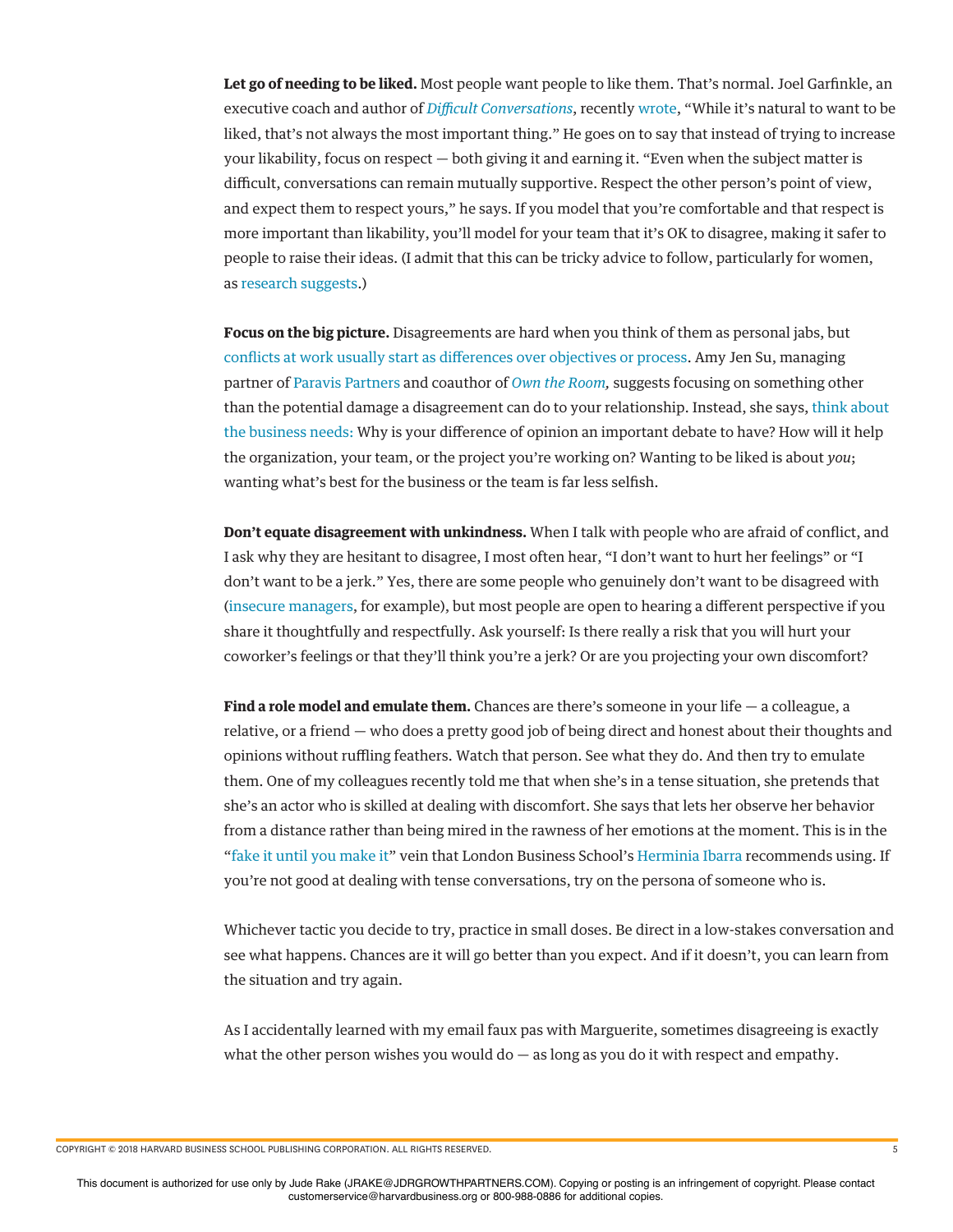**Let go of needing to be liked.** Most people want people to like them. That's normal. Joel Garfinkle, an executive coach and author of *Difficult Conversations*, recently wrote, "While it's natural to want to be liked, that's not always the most important thing." He goes on to say that instead of trying to increase your likability, focus on respect — both giving it and earning it. "Even when the subject matter is difficult, conversations can remain mutually supportive. Respect the other person's point of view, and expect them to respect yours," he says. If you model that you're comfortable and that respect is more important than likability, you'll model for your team that it's OK to disagree, making it safer to people to raise their ideas. (I admit that this can be tricky advice to follow, particularly for women, as research suggests.)

**Focus on the big picture.** Disagreements are hard when you think of them as personal jabs, but conflicts at work usually start as differences over objectives or process. Amy Jen Su, managing partner of Paravis Partners and coauthor of *Own the Room,* suggests focusing on something other than the potential damage a disagreement can do to your relationship. Instead, she says, think about the business needs: Why is your difference of opinion an important debate to have? How will it help the organization, your team, or the project you're working on? Wanting to be liked is about *you*; wanting what's best for the business or the team is far less selfish.

**Don't equate disagreement with unkindness.** When I talk with people who are afraid of conflict, and I ask why they are hesitant to disagree, I most often hear, "I don't want to hurt her feelings" or "I don't want to be a jerk." Yes, there are some people who genuinely don't want to be disagreed with (insecure managers, for example), but most people are open to hearing a different perspective if you share it thoughtfully and respectfully. Ask yourself: Is there really a risk that you will hurt your coworker's feelings or that they'll think you're a jerk? Or are you projecting your own discomfort?

**Find a role model and emulate them.** Chances are there's someone in your life — a colleague, a relative, or a friend — who does a pretty good job of being direct and honest about their thoughts and opinions without ruffling feathers. Watch that person. See what they do. And then try to emulate them. One of my colleagues recently told me that when she's in a tense situation, she pretends that she's an actor who is skilled at dealing with discomfort. She says that lets her observe her behavior from a distance rather than being mired in the rawness of her emotions at the moment. This is in the "fake it until you make it" vein that London Business School's Herminia Ibarra recommends using. If you're not good at dealing with tense conversations, try on the persona of someone who is.

Whichever tactic you decide to try, practice in small doses. Be direct in a low-stakes conversation and see what happens. Chances are it will go better than you expect. And if it doesn't, you can learn from the situation and try again.

As I accidentally learned with my email faux pas with Marguerite, sometimes disagreeing is exactly what the other person wishes you would do — as long as you do it with respect and empathy.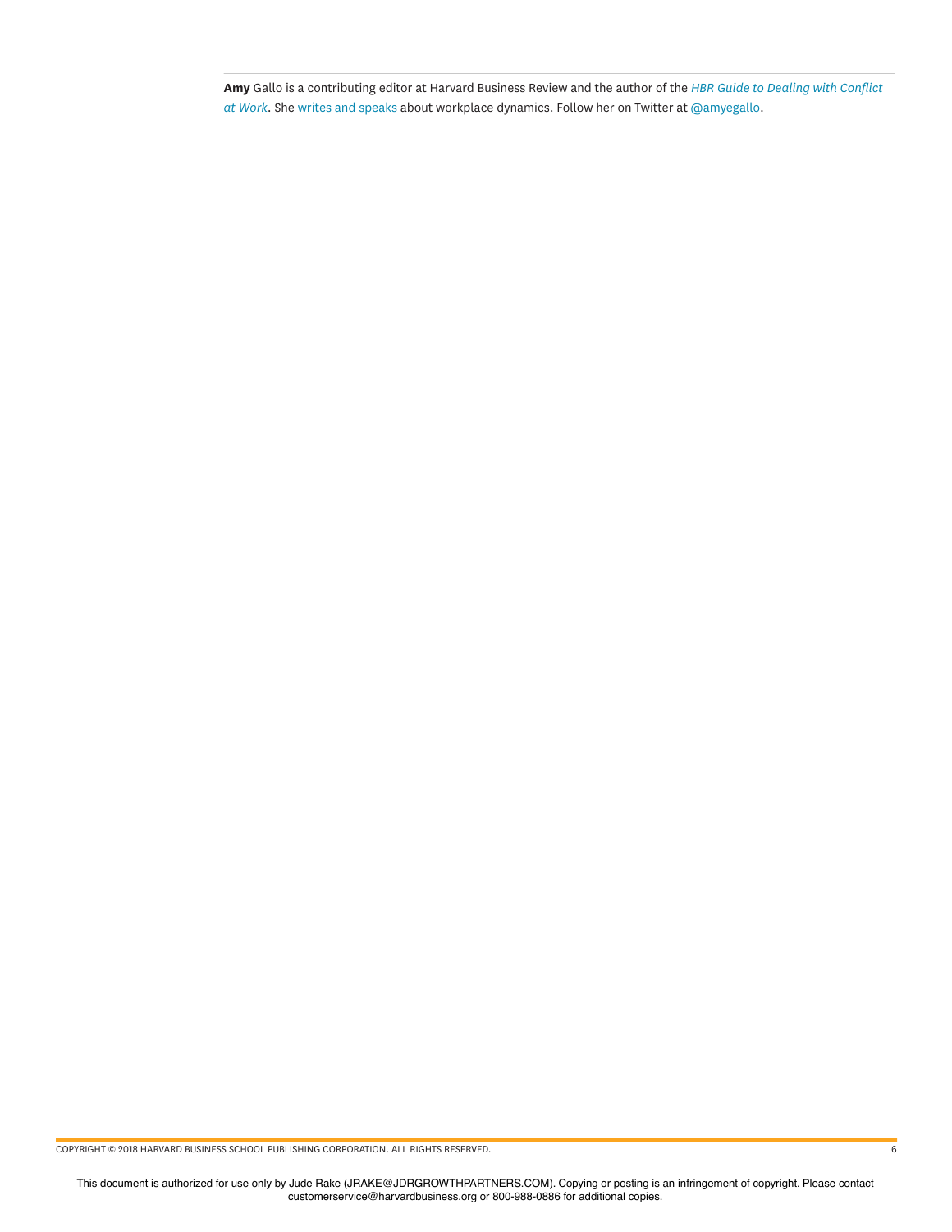**Amy** Gallo is a contributing editor at Harvard Business Review and the author of the *HBR Guide to Dealing with Conflict at Work*. She writes and speaks about workplace dynamics. Follow her on Twitter at @amyegallo.